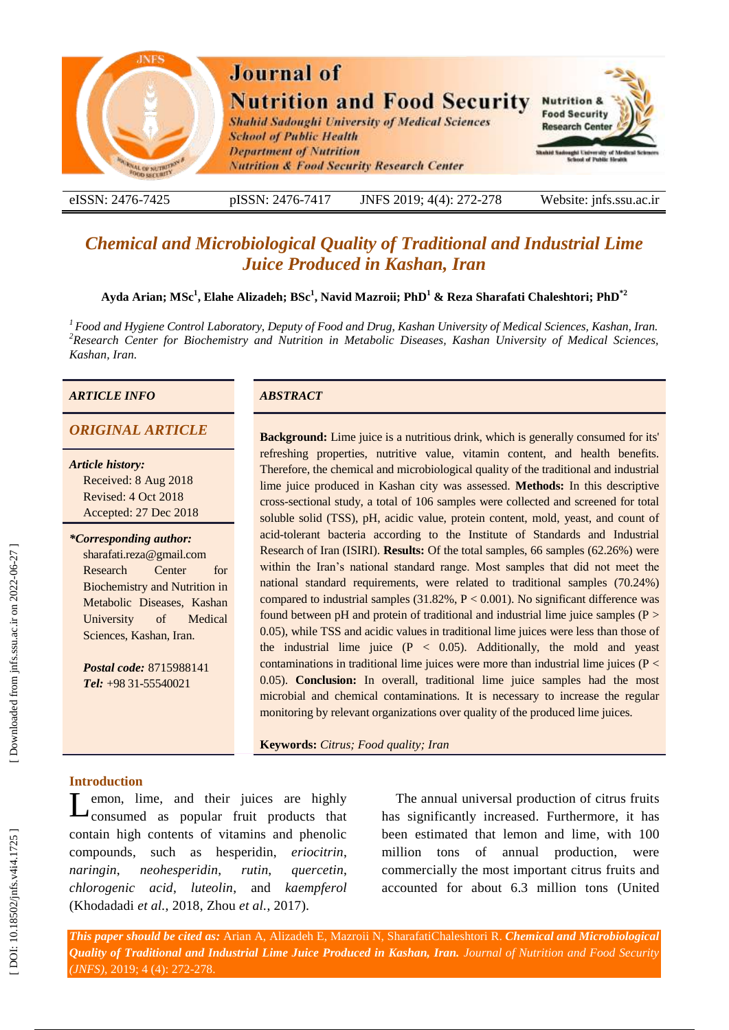# Chemical and Microbiological Quality of Traditional and Industrial Lime Juice Produced in Kashan, Iran

**Ayda Arian; MSc[1], Elahe Alizadeh; BSc[1], Navid Mazroii; PhD[1] & Reza Sharafati Chaleshtori; PhD[*2]**

*[1] Food and Hygiene Control Laboratory, Deputy of Food and Drug, Kashan University of Medical Sciences, Kashan, Iran.*
*[2] Research Center for Biochemistry and Nutrition in Metabolic Diseases, Kashan University of Medical Sciences, Kashan, Iran.*

## ARTICLE INFO

### ORIGINAL ARTICLE

***Article history:***
Received: 8 Aug 2018
Revised: 4 Oct 2018
Accepted: 27 Dec 2018

***\*Corresponding author:***
sharafati.reza@gmail.com
Research Center for Biochemistry and Nutrition in Metabolic Diseases, Kashan University of Medical Sciences, Kashan, Iran.

***Postal code:*** 8715988141
***Tel:*** +98 31-55540021

## ABSTRACT

**Background:** Lime juice is a nutritious drink, which is generally consumed for its' refreshing properties, nutritive value, vitamin content, and health benefits. Therefore, the chemical and microbiological quality of the traditional and industrial lime juice produced in Kashan city was assessed. **Methods:** In this descriptive cross-sectional study, a total of 106 samples were collected and screened for total soluble solid (TSS), pH, acidic value, protein content, mold, yeast, and count of acid-tolerant bacteria according to the Institute of Standards and Industrial Research of Iran (ISIRI). **Results:** Of the total samples, 66 samples (62.26%) were within the Iran's national standard range. Most samples that did not meet the national standard requirements, were related to traditional samples (70.24%) compared to industrial samples (31.82%, $P < 0.001$). No significant difference was found between pH and protein of traditional and industrial lime juice samples ($P > 0.05$), while TSS and acidic values in traditional lime juices were less than those of the industrial lime juice ($P < 0.05$). Additionally, the mold and yeast contaminations in traditional lime juices were more than industrial lime juices ($P < 0.05$). **Conclusion:** In overall, traditional lime juice samples had the most microbial and chemical contaminations. It is necessary to increase the regular monitoring by relevant organizations over quality of the produced lime juices.

**Keywords:** *Citrus; Food quality; Iran*

## Introduction

Lemon, lime, and their juices are highly consumed as popular fruit products that contain high contents of vitamins and phenolic compounds, such as hesperidin, *eriocitrin*, *naringin*, *neohesperidin*, *rutin*, *quercetin*, *chlorogenic acid*, *luteolin*, and *kaempferol* (Khodadadi *et al.*, 2018, Zhou *et al.*, 2017).

The annual universal production of citrus fruits has significantly increased. Furthermore, it has been estimated that lemon and lime, with 100 million tons of annual production, were commercially the most important citrus fruits and accounted for about 6.3 million tons (United

***This paper should be cited as:*** Arian A, Alizadeh E, Mazroii N, SharafatiChaleshtori R. ***Chemical and Microbiological Quality of Traditional and Industrial Lime Juice Produced in Kashan, Iran.*** *Journal of Nutrition and Food Security (JNFS)*, 2019; 4 (4): 272-278.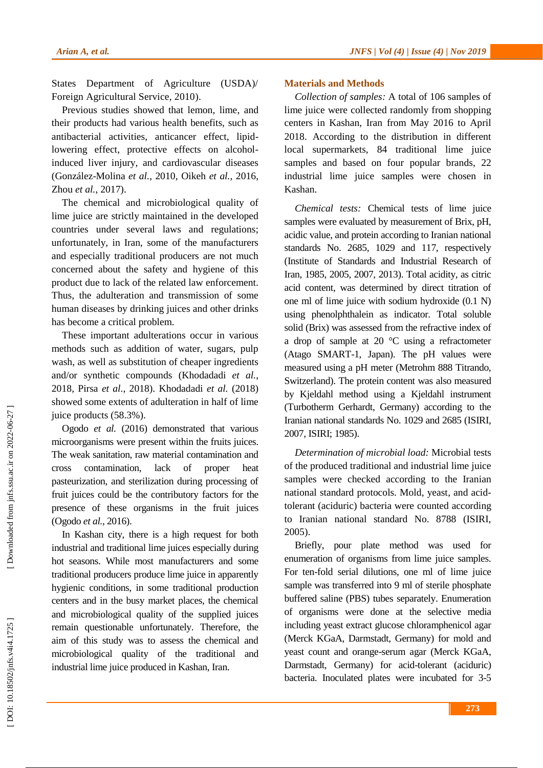States Department of Agriculture (USDA)/ Foreign Agricultural Service, 2010).

Previous studies showed that lemon, lime, and their products had various health benefits, such as antibacterial activities, anticancer effect, lipid-lowering effect, protective effects on alcohol-induced liver injury, and cardiovascular diseases (González-Molina *et al.*, 2010, Oikeh *et al.*, 2016, Zhou *et al.*, 2017).

The chemical and microbiological quality of lime juice are strictly maintained in the developed countries under several laws and regulations; unfortunately, in Iran, some of the manufacturers and especially traditional producers are not much concerned about the safety and hygiene of this product due to lack of the related law enforcement. Thus, the adulteration and transmission of some human diseases by drinking juices and other drinks has become a critical problem.

These important adulterations occur in various methods such as addition of water, sugars, pulp wash, as well as substitution of cheaper ingredients and/or synthetic compounds (Khodadadi *et al.*, 2018, Pirsa *et al.*, 2018). Khodadadi *et al.* (2018) showed some extents of adulteration in half of lime juice products (58.3%).

Ogodo *et al.* (2016) demonstrated that various microorganisms were present within the fruits juices. The weak sanitation, raw material contamination and cross contamination, lack of proper heat pasteurization, and sterilization during processing of fruit juices could be the contributory factors for the presence of these organisms in the fruit juices (Ogodo *et al.*, 2016).

In Kashan city, there is a high request for both industrial and traditional lime juices especially during hot seasons. While most manufacturers and some traditional producers produce lime juice in apparently hygienic conditions, in some traditional production centers and in the busy market places, the chemical and microbiological quality of the supplied juices remain questionable unfortunately. Therefore, the aim of this study was to assess the chemical and microbiological quality of the traditional and industrial lime juice produced in Kashan, Iran.

## Materials and Methods

*Collection of samples:* A total of 106 samples of lime juice were collected randomly from shopping centers in Kashan, Iran from May 2016 to April 2018. According to the distribution in different local supermarkets, 84 traditional lime juice samples and based on four popular brands, 22 industrial lime juice samples were chosen in Kashan.

*Chemical tests:* Chemical tests of lime juice samples were evaluated by measurement of Brix, pH, acidic value, and protein according to Iranian national standards No. 2685, 1029 and 117, respectively (Institute of Standards and Industrial Research of Iran, 1985, 2005, 2007, 2013). Total acidity, as citric acid content, was determined by direct titration of one ml of lime juice with sodium hydroxide (0.1 N) using phenolphthalein as indicator. Total soluble solid (Brix) was assessed from the refractive index of a drop of sample at 20 °C using a refractometer (Atago SMART-1, Japan). The pH values were measured using a pH meter (Metrohm 888 Titrando, Switzerland). The protein content was also measured by Kjeldahl method using a Kjeldahl instrument (Turbotherm Gerhardt, Germany) according to the Iranian national standards No. 1029 and 2685 (ISIRI, 2007, ISIRI; 1985).

*Determination of microbial load:* Microbial tests of the produced traditional and industrial lime juice samples were checked according to the Iranian national standard protocols. Mold, yeast, and acid-tolerant (aciduric) bacteria were counted according to Iranian national standard No. 8788 (ISIRI, 2005).

Briefly, pour plate method was used for enumeration of organisms from lime juice samples. For ten-fold serial dilutions, one ml of lime juice sample was transferred into 9 ml of sterile phosphate buffered saline (PBS) tubes separately. Enumeration of organisms were done at the selective media including yeast extract glucose chloramphenicol agar (Merck KGaA, Darmstadt, Germany) for mold and yeast count and orange-serum agar (Merck KGaA, Darmstadt, Germany) for acid-tolerant (aciduric) bacteria. Inoculated plates were incubated for 3-5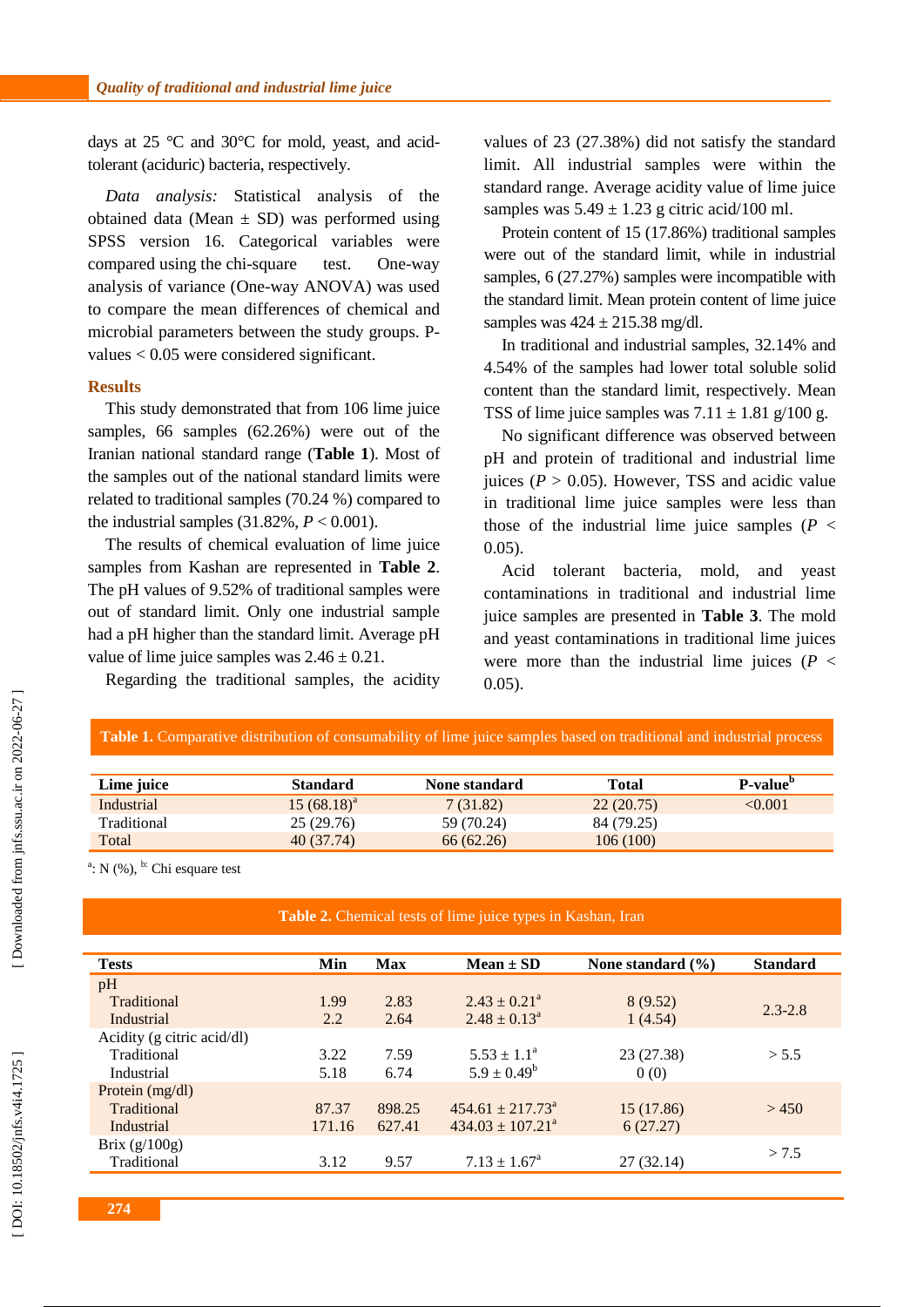days at 25 °C and 30°C for mold, yeast, and acid-tolerant (aciduric) bacteria, respectively.

*Data analysis:* Statistical analysis of the obtained data (Mean ± SD) was performed using SPSS version 16. Categorical variables were compared using the chi-square test. One-way analysis of variance (One-way ANOVA) was used to compare the mean differences of chemical and microbial parameters between the study groups. P-values < 0.05 were considered significant.

## Results

This study demonstrated that from 106 lime juice samples, 66 samples (62.26%) were out of the Iranian national standard range (**Table 1**). Most of the samples out of the national standard limits were related to traditional samples (70.24 %) compared to the industrial samples (31.82%, $P < 0.001$).

The results of chemical evaluation of lime juice samples from Kashan are represented in **Table 2**. The pH values of 9.52% of traditional samples were out of standard limit. Only one industrial sample had a pH higher than the standard limit. Average pH value of lime juice samples was 2.46 ± 0.21.

Regarding the traditional samples, the acidity values of 23 (27.38%) did not satisfy the standard limit. All industrial samples were within the standard range. Average acidity value of lime juice samples was 5.49 ± 1.23 g citric acid/100 ml.

Protein content of 15 (17.86%) traditional samples were out of the standard limit, while in industrial samples, 6 (27.27%) samples were incompatible with the standard limit. Mean protein content of lime juice samples was 424 ± 215.38 mg/dl.

In traditional and industrial samples, 32.14% and 4.54% of the samples had lower total soluble solid content than the standard limit, respectively. Mean TSS of lime juice samples was 7.11 ± 1.81 g/100 g.

No significant difference was observed between pH and protein of traditional and industrial lime juices ($P > 0.05$). However, TSS and acidic value in traditional lime juice samples were less than those of the industrial lime juice samples ($P < 0.05$).

Acid tolerant bacteria, mold, and yeast contaminations in traditional and industrial lime juice samples are presented in **Table 3**. The mold and yeast contaminations in traditional lime juices were more than the industrial lime juices ($P < 0.05$).

**Table 1.** Comparative distribution of consumability of lime juice samples based on traditional and industrial process

| Lime juice | Standard | None standard | Total | P-value[b] |
|---|---|---|---|---|
| Industrial | 15 (68.18)[a] | 7 (31.82) | 22 (20.75) | <0.001 |
| Traditional | 25 (29.76) | 59 (70.24) | 84 (79.25) | |
| Total | 40 (37.74) | 66 (62.26) | 106 (100) | |

[a]: N (%), [b]: Chi esquare test

**Table 2.** Chemical tests of lime juice types in Kashan, Iran

| Tests | Min | Max | Mean ± SD | None standard (%) | Standard |
|---|---|---|---|---|---|
| pH | | | | | |
| Traditional | 1.99 | 2.83 | 2.43 ± 0.21[a] | 8 (9.52) | 2.3-2.8 |
| Industrial | 2.2 | 2.64 | 2.48 ± 0.13[a] | 1 (4.54) | |
| Acidity (g citric acid/dl) | | | | | |
| Traditional | 3.22 | 7.59 | 5.53 ± 1.1[a] | 23 (27.38) | > 5.5 |
| Industrial | 5.18 | 6.74 | 5.9 ± 0.49[b] | 0 (0) | |
| Protein (mg/dl) | | | | | |
| Traditional | 87.37 | 898.25 | 454.61 ± 217.73[a] | 15 (17.86) | > 450 |
| Industrial | 171.16 | 627.41 | 434.03 ± 107.21[a] | 6 (27.27) | |
| Brix (g/100g) | | | | | |
| Traditional | 3.12 | 9.57 | 7.13 ± 1.67[a] | 27 (32.14) | > 7.5 |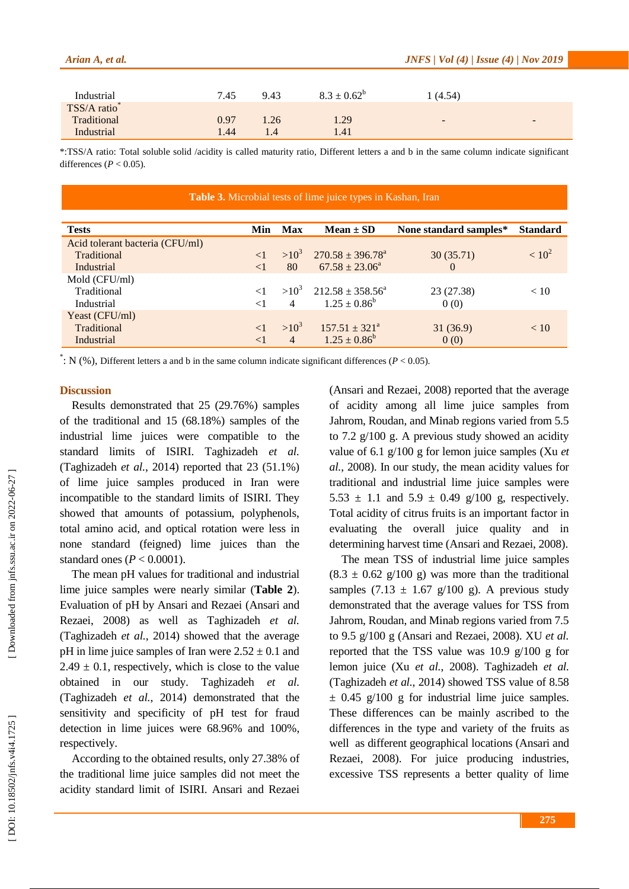| | | | | | |
|---|---|---|---|---|---|
| Industrial | 7.45 | 9.43 | 8.3 ± 0.62[b] | 1 (4.54) | |
| TSS/A ratio* | | | | | |
| Traditional | 0.97 | 1.26 | 1.29 | - | - |
| Industrial | 1.44 | 1.4 | 1.41 | | |

*:TSS/A ratio: Total soluble solid /acidity is called maturity ratio, Different letters a and b in the same column indicate significant differences ($P < 0.05$).

**Table 3.** Microbial tests of lime juice types in Kashan, Iran

| Tests | Min | Max | Mean ± SD | None standard samples* | Standard |
|---|---|---|---|---|---|
| Acid tolerant bacteria (CFU/ml) | | | | | |
| Traditional | <1 | $>10^3$ | 270.58 ± 396.78[a] | 30 (35.71) | $< 10^2$ |
| Industrial | <1 | 80 | 67.58 ± 23.06[a] | 0 | |
| Mold (CFU/ml) | | | | | |
| Traditional | <1 | $>10^3$ | 212.58 ± 358.56[a] | 23 (27.38) | < 10 |
| Industrial | <1 | 4 | 1.25 ± 0.86[b] | 0 (0) | |
| Yeast (CFU/ml) | | | | | |
| Traditional | <1 | $>10^3$ | 157.51 ± 321[a] | 31 (36.9) | < 10 |
| Industrial | <1 | 4 | 1.25 ± 0.86[b] | 0 (0) | |

*: N (%), Different letters a and b in the same column indicate significant differences ($P < 0.05$).

## Discussion

Results demonstrated that 25 (29.76%) samples of the traditional and 15 (68.18%) samples of the industrial lime juices were compatible to the standard limits of ISIRI. Taghizadeh *et al.* (Taghizadeh *et al.*, 2014) reported that 23 (51.1%) of lime juice samples produced in Iran were incompatible to the standard limits of ISIRI. They showed that amounts of potassium, polyphenols, total amino acid, and optical rotation were less in none standard (feigned) lime juices than the standard ones ($P < 0.0001$).

The mean pH values for traditional and industrial lime juice samples were nearly similar (**Table 2**). Evaluation of pH by Ansari and Rezaei (Ansari and Rezaei, 2008) as well as Taghizadeh *et al.* (Taghizadeh *et al.*, 2014) showed that the average pH in lime juice samples of Iran were 2.52 ± 0.1 and 2.49 ± 0.1, respectively, which is close to the value obtained in our study. Taghizadeh *et al.* (Taghizadeh *et al.*, 2014) demonstrated that the sensitivity and specificity of pH test for fraud detection in lime juices were 68.96% and 100%, respectively.

According to the obtained results, only 27.38% of the traditional lime juice samples did not meet the acidity standard limit of ISIRI. Ansari and Rezaei (Ansari and Rezaei, 2008) reported that the average of acidity among all lime juice samples from Jahrom, Roudan, and Minab regions varied from 5.5 to 7.2 g/100 g. A previous study showed an acidity value of 6.1 g/100 g for lemon juice samples (Xu *et al.*, 2008). In our study, the mean acidity values for traditional and industrial lime juice samples were 5.53 ± 1.1 and 5.9 ± 0.49 g/100 g, respectively. Total acidity of citrus fruits is an important factor in evaluating the overall juice quality and in determining harvest time (Ansari and Rezaei, 2008).

The mean TSS of industrial lime juice samples (8.3 ± 0.62 g/100 g) was more than the traditional samples (7.13 ± 1.67 g/100 g). A previous study demonstrated that the average values for TSS from Jahrom, Roudan, and Minab regions varied from 7.5 to 9.5 g/100 g (Ansari and Rezaei, 2008). XU *et al.* reported that the TSS value was 10.9 g/100 g for lemon juice (Xu *et al.*, 2008). Taghizadeh *et al.* (Taghizadeh *et al.*, 2014) showed TSS value of 8.58 ± 0.45 g/100 g for industrial lime juice samples. These differences can be mainly ascribed to the differences in the type and variety of the fruits as well as different geographical locations (Ansari and Rezaei, 2008). For juice producing industries, excessive TSS represents a better quality of lime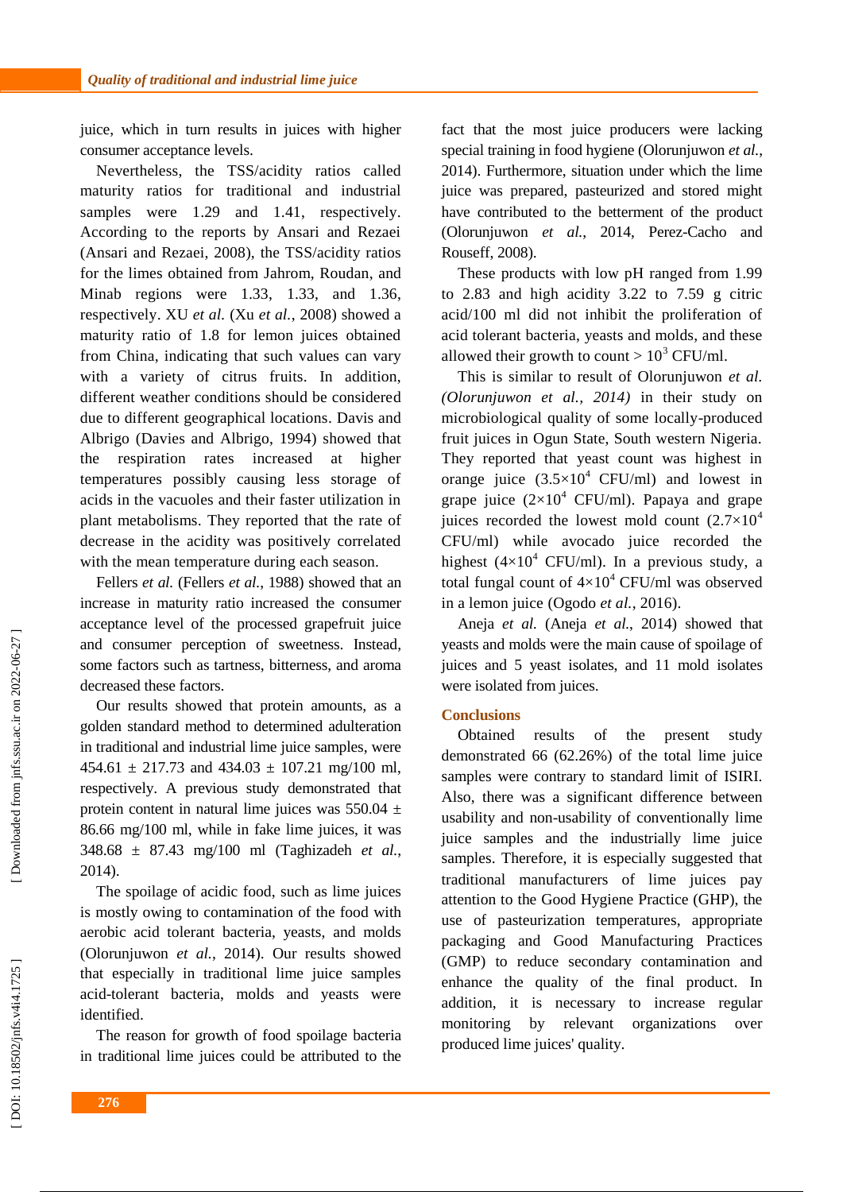juice, which in turn results in juices with higher consumer acceptance levels.

Nevertheless, the TSS/acidity ratios called maturity ratios for traditional and industrial samples were 1.29 and 1.41, respectively. According to the reports by Ansari and Rezaei (Ansari and Rezaei, 2008), the TSS/acidity ratios for the limes obtained from Jahrom, Roudan, and Minab regions were 1.33, 1.33, and 1.36, respectively. XU *et al.* (Xu *et al.*, 2008) showed a maturity ratio of 1.8 for lemon juices obtained from China, indicating that such values can vary with a variety of citrus fruits. In addition, different weather conditions should be considered due to different geographical locations. Davis and Albrigo (Davies and Albrigo, 1994) showed that the respiration rates increased at higher temperatures possibly causing less storage of acids in the vacuoles and their faster utilization in plant metabolisms. They reported that the rate of decrease in the acidity was positively correlated with the mean temperature during each season.

Fellers *et al.* (Fellers *et al.*, 1988) showed that an increase in maturity ratio increased the consumer acceptance level of the processed grapefruit juice and consumer perception of sweetness. Instead, some factors such as tartness, bitterness, and aroma decreased these factors.

Our results showed that protein amounts, as a golden standard method to determined adulteration in traditional and industrial lime juice samples, were 454.61 ± 217.73 and 434.03 ± 107.21 mg/100 ml, respectively. A previous study demonstrated that protein content in natural lime juices was 550.04 ± 86.66 mg/100 ml, while in fake lime juices, it was 348.68 ± 87.43 mg/100 ml (Taghizadeh *et al.*, 2014).

The spoilage of acidic food, such as lime juices is mostly owing to contamination of the food with aerobic acid tolerant bacteria, yeasts, and molds (Olorunjuwon *et al.*, 2014). Our results showed that especially in traditional lime juice samples acid-tolerant bacteria, molds and yeasts were identified.

The reason for growth of food spoilage bacteria in traditional lime juices could be attributed to the fact that the most juice producers were lacking special training in food hygiene (Olorunjuwon *et al.*, 2014). Furthermore, situation under which the lime juice was prepared, pasteurized and stored might have contributed to the betterment of the product (Olorunjuwon *et al.*, 2014, Perez-Cacho and Rouseff, 2008).

These products with low pH ranged from 1.99 to 2.83 and high acidity 3.22 to 7.59 g citric acid/100 ml did not inhibit the proliferation of acid tolerant bacteria, yeasts and molds, and these allowed their growth to count > $10^3$ CFU/ml.

This is similar to result of Olorunjuwon *et al.* *(Olorunjuwon et al., 2014)* in their study on microbiological quality of some locally-produced fruit juices in Ogun State, South western Nigeria. They reported that yeast count was highest in orange juice ($3.5\times10^4$ CFU/ml) and lowest in grape juice ($2\times10^4$ CFU/ml). Papaya and grape juices recorded the lowest mold count ($2.7\times10^4$ CFU/ml) while avocado juice recorded the highest ($4\times10^4$ CFU/ml). In a previous study, a total fungal count of $4\times10^4$ CFU/ml was observed in a lemon juice (Ogodo *et al.*, 2016).

Aneja *et al.* (Aneja *et al.*, 2014) showed that yeasts and molds were the main cause of spoilage of juices and 5 yeast isolates, and 11 mold isolates were isolated from juices.

## Conclusions

Obtained results of the present study demonstrated 66 (62.26%) of the total lime juice samples were contrary to standard limit of ISIRI. Also, there was a significant difference between usability and non-usability of conventionally lime juice samples and the industrially lime juice samples. Therefore, it is especially suggested that traditional manufacturers of lime juices pay attention to the Good Hygiene Practice (GHP), the use of pasteurization temperatures, appropriate packaging and Good Manufacturing Practices (GMP) to reduce secondary contamination and enhance the quality of the final product. In addition, it is necessary to increase regular monitoring by relevant organizations over produced lime juices' quality.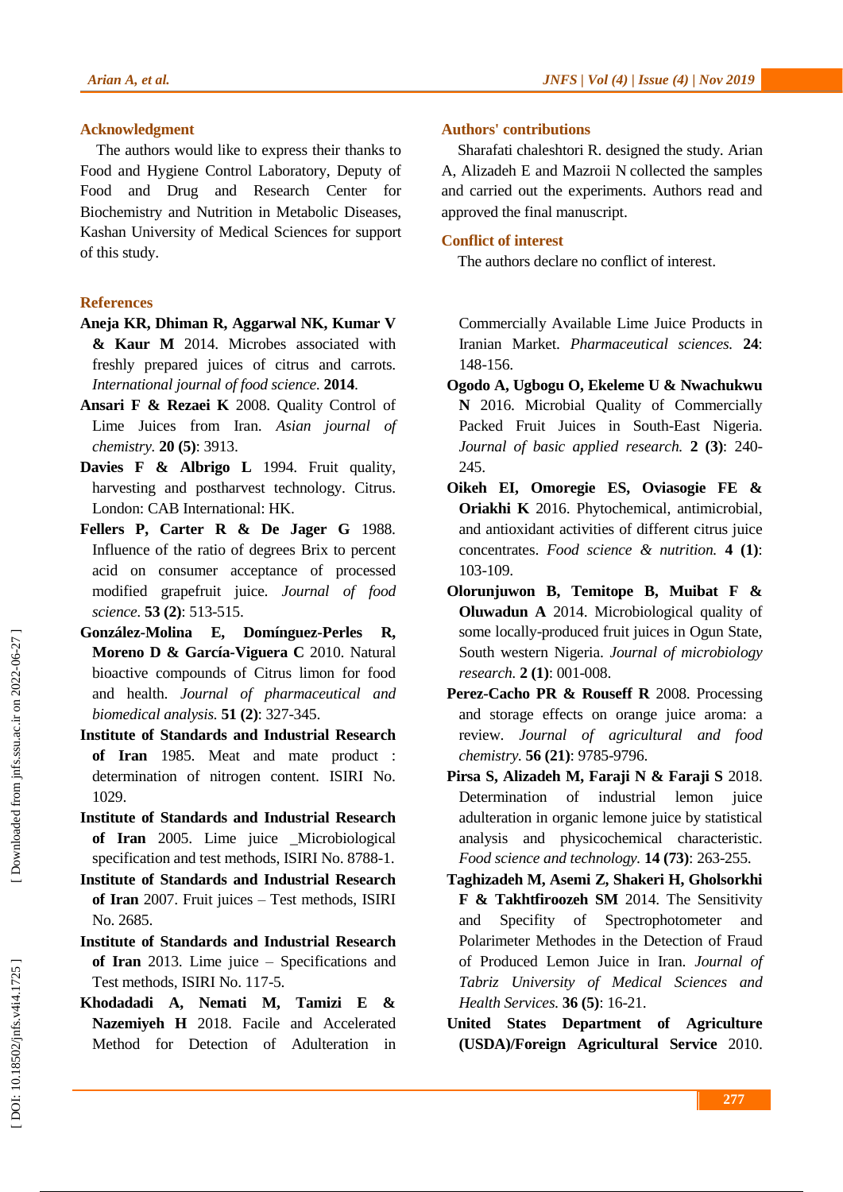## Acknowledgment

The authors would like to express their thanks to Food and Hygiene Control Laboratory, Deputy of Food and Drug and Research Center for Biochemistry and Nutrition in Metabolic Diseases, Kashan University of Medical Sciences for support of this study.

## Authors' contributions

Sharafati chaleshtori R. designed the study. Arian A, Alizadeh E and Mazroii N collected the samples and carried out the experiments. Authors read and approved the final manuscript.

## Conflict of interest

The authors declare no conflict of interest.

## References

**Aneja KR, Dhiman R, Aggarwal NK, Kumar V & Kaur M** 2014. Microbes associated with freshly prepared juices of citrus and carrots. *International journal of food science.* **2014**.

**Ansari F & Rezaei K** 2008. Quality Control of Lime Juices from Iran. *Asian journal of chemistry.* **20 (5)**: 3913.

**Davies F & Albrigo L** 1994. Fruit quality, harvesting and postharvest technology. Citrus. London: CAB International: HK.

**Fellers P, Carter R & De Jager G** 1988. Influence of the ratio of degrees Brix to percent acid on consumer acceptance of processed modified grapefruit juice. *Journal of food science.* **53 (2)**: 513-515.

**González-Molina E, Domínguez-Perles R, Moreno D & García-Viguera C** 2010. Natural bioactive compounds of Citrus limon for food and health. *Journal of pharmaceutical and biomedical analysis.* **51 (2)**: 327-345.

**Institute of Standards and Industrial Research of Iran** 1985. Meat and mate product : determination of nitrogen content. ISIRI No. 1029.

**Institute of Standards and Industrial Research of Iran** 2005. Lime juice _Microbiological specification and test methods, ISIRI No. 8788-1.

**Institute of Standards and Industrial Research of Iran** 2007. Fruit juices – Test methods, ISIRI No. 2685.

**Institute of Standards and Industrial Research of Iran** 2013. Lime juice – Specifications and Test methods, ISIRI No. 117-5.

**Khodadadi A, Nemati M, Tamizi E & Nazemiyeh H** 2018. Facile and Accelerated Method for Detection of Adulteration in Commercially Available Lime Juice Products in Iranian Market. *Pharmaceutical sciences.* **24**: 148-156.

**Ogodo A, Ugbogu O, Ekeleme U & Nwachukwu N** 2016. Microbial Quality of Commercially Packed Fruit Juices in South-East Nigeria. *Journal of basic applied research.* **2 (3)**: 240-245.

**Oikeh EI, Omoregie ES, Oviasogie FE & Oriakhi K** 2016. Phytochemical, antimicrobial, and antioxidant activities of different citrus juice concentrates. *Food science & nutrition.* **4 (1)**: 103-109.

**Olorunjuwon B, Temitope B, Muibat F & Oluwadun A** 2014. Microbiological quality of some locally-produced fruit juices in Ogun State, South western Nigeria. *Journal of microbiology research.* **2 (1)**: 001-008.

**Perez-Cacho PR & Rouseff R** 2008. Processing and storage effects on orange juice aroma: a review. *Journal of agricultural and food chemistry.* **56 (21)**: 9785-9796.

**Pirsa S, Alizadeh M, Faraji N & Faraji S** 2018. Determination of industrial lemon juice adulteration in organic lemone juice by statistical analysis and physicochemical characteristic. *Food science and technology.* **14 (73)**: 263-255.

**Taghizadeh M, Asemi Z, Shakeri H, Gholsorkhi F & Takhtfiroozeh SM** 2014. The Sensitivity and Specifity of Spectrophotometer and Polarimeter Methodes in the Detection of Fraud of Produced Lemon Juice in Iran. *Journal of Tabriz University of Medical Sciences and Health Services.* **36 (5)**: 16-21.

**United States Department of Agriculture (USDA)/Foreign Agricultural Service** 2010.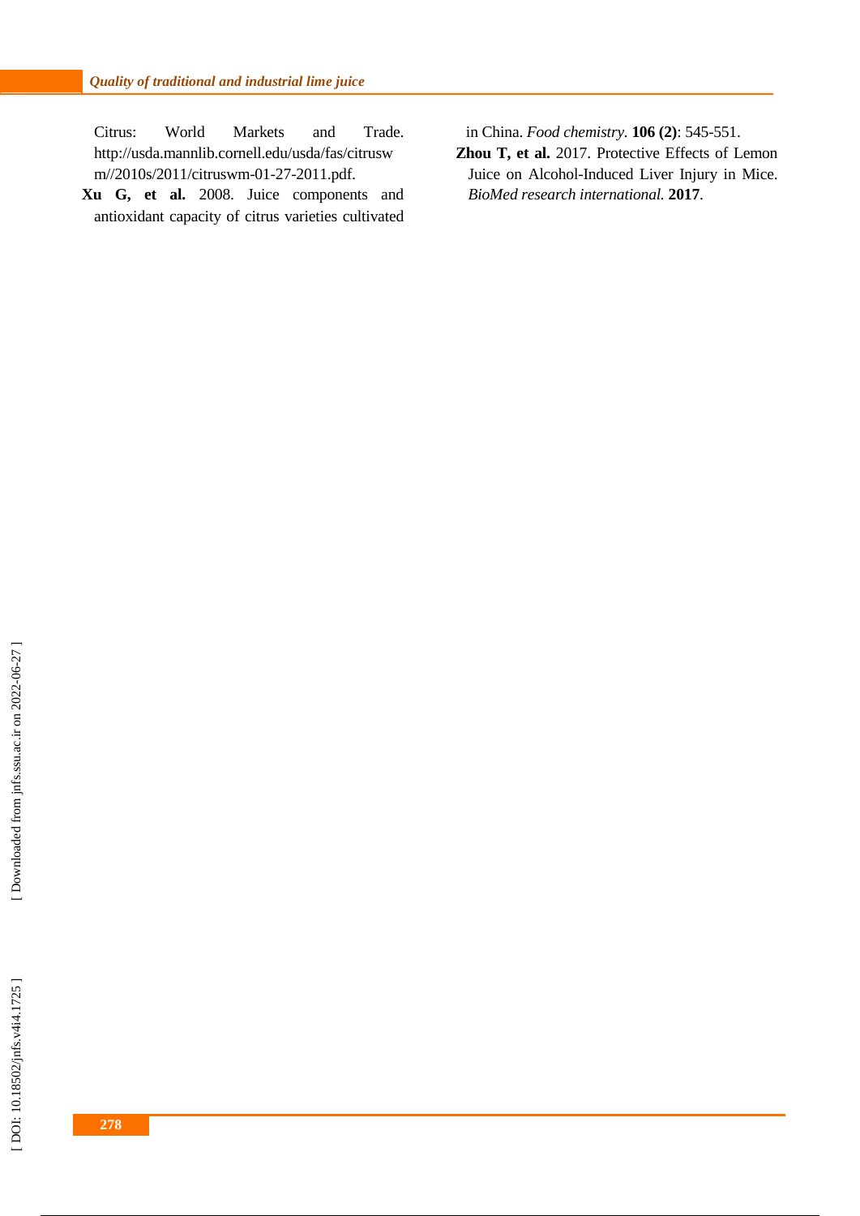Citrus: World Markets and Trade. http://usda.mannlib.cornell.edu/usda/fas/citruswm//2010s/2011/citruswm-01-27-2011.pdf.

**Xu G, et al.** 2008. Juice components and antioxidant capacity of citrus varieties cultivated in China. *Food chemistry.* **106 (2)**: 545-551.

**Zhou T, et al.** 2017. Protective Effects of Lemon Juice on Alcohol-Induced Liver Injury in Mice. *BioMed research international.* **2017**.